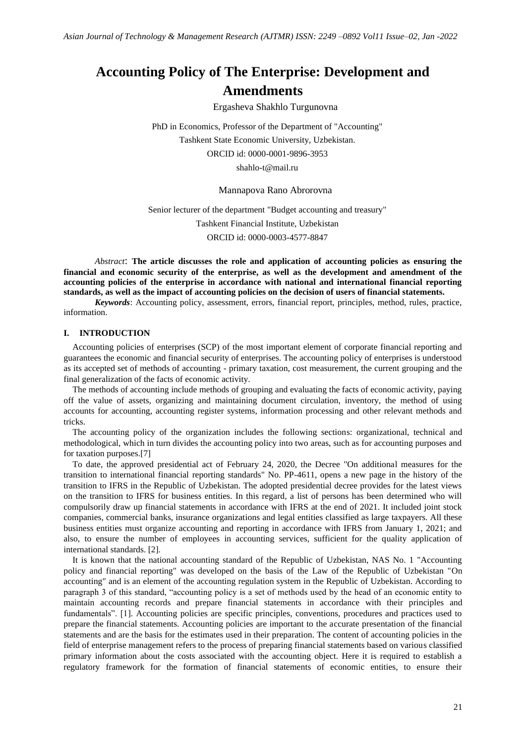# Accounting Policy of The Enterprise: Development and Amendments

Ergasheva Shakhlo Turgunovna

PhD in Economics, Professor of the Department of "Accounting"
Tashkent State Economic University, Uzbekistan.
ORCID id: 0000-0001-9896-3953
shahlo-t@mail.ru

Mannapova Rano Abrorovna

Senior lecturer of the department "Budget accounting and treasury"
Tashkent Financial Institute, Uzbekistan
ORCID id: 0000-0003-4577-8847

*Abstract*: **The article discusses the role and application of accounting policies as ensuring the financial and economic security of the enterprise, as well as the development and amendment of the accounting policies of the enterprise in accordance with national and international financial reporting standards, as well as the impact of accounting policies on the decision of users of financial statements.**

***Keywords***: Accounting policy, assessment, errors, financial report, principles, method, rules, practice, information.

## I. INTRODUCTION

Accounting policies of enterprises (SCP) of the most important element of corporate financial reporting and guarantees the economic and financial security of enterprises. The accounting policy of enterprises is understood as its accepted set of methods of accounting - primary taxation, cost measurement, the current grouping and the final generalization of the facts of economic activity.

The methods of accounting include methods of grouping and evaluating the facts of economic activity, paying off the value of assets, organizing and maintaining document circulation, inventory, the method of using accounts for accounting, accounting register systems, information processing and other relevant methods and tricks.

The accounting policy of the organization includes the following sections: organizational, technical and methodological, which in turn divides the accounting policy into two areas, such as for accounting purposes and for taxation purposes.[7]

To date, the approved presidential act of February 24, 2020, the Decree "On additional measures for the transition to international financial reporting standards" No. PP-4611, opens a new page in the history of the transition to IFRS in the Republic of Uzbekistan. The adopted presidential decree provides for the latest views on the transition to IFRS for business entities. In this regard, a list of persons has been determined who will compulsorily draw up financial statements in accordance with IFRS at the end of 2021. It included joint stock companies, commercial banks, insurance organizations and legal entities classified as large taxpayers. All these business entities must organize accounting and reporting in accordance with IFRS from January 1, 2021; and also, to ensure the number of employees in accounting services, sufficient for the quality application of international standards. [2].

It is known that the national accounting standard of the Republic of Uzbekistan, NAS No. 1 "Accounting policy and financial reporting" was developed on the basis of the Law of the Republic of Uzbekistan "On accounting" and is an element of the accounting regulation system in the Republic of Uzbekistan. According to paragraph 3 of this standard, "accounting policy is a set of methods used by the head of an economic entity to maintain accounting records and prepare financial statements in accordance with their principles and fundamentals". [1]. Accounting policies are specific principles, conventions, procedures and practices used to prepare the financial statements. Accounting policies are important to the accurate presentation of the financial statements and are the basis for the estimates used in their preparation. The content of accounting policies in the field of enterprise management refers to the process of preparing financial statements based on various classified primary information about the costs associated with the accounting object. Here it is required to establish a regulatory framework for the formation of financial statements of economic entities, to ensure their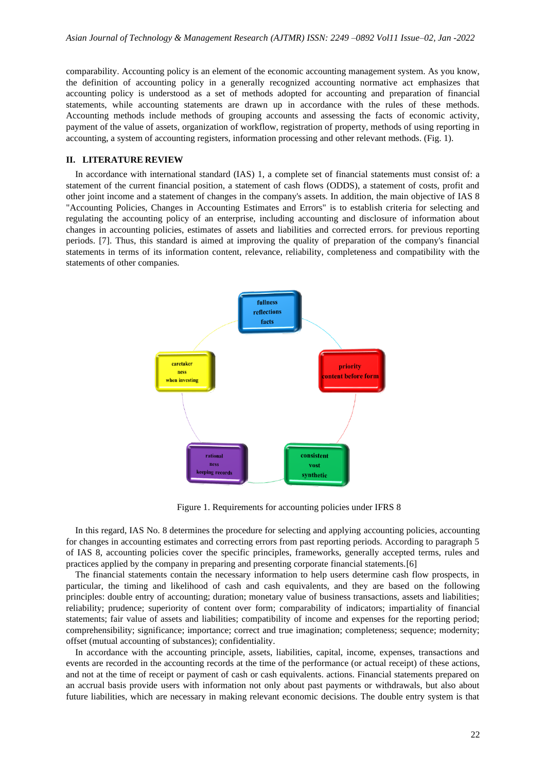comparability. Accounting policy is an element of the economic accounting management system. As you know, the definition of accounting policy in a generally recognized accounting normative act emphasizes that accounting policy is understood as a set of methods adopted for accounting and preparation of financial statements, while accounting statements are drawn up in accordance with the rules of these methods. Accounting methods include methods of grouping accounts and assessing the facts of economic activity, payment of the value of assets, organization of workflow, registration of property, methods of using reporting in accounting, a system of accounting registers, information processing and other relevant methods. (Fig. 1).

## II. LITERATURE REVIEW

In accordance with international standard (IAS) 1, a complete set of financial statements must consist of: a statement of the current financial position, a statement of cash flows (ODDS), a statement of costs, profit and other joint income and a statement of changes in the company's assets. In addition, the main objective of IAS 8 "Accounting Policies, Changes in Accounting Estimates and Errors" is to establish criteria for selecting and regulating the accounting policy of an enterprise, including accounting and disclosure of information about changes in accounting policies, estimates of assets and liabilities and corrected errors. for previous reporting periods. [7]. Thus, this standard is aimed at improving the quality of preparation of the company's financial statements in terms of its information content, relevance, reliability, completeness and compatibility with the statements of other companies.

fullness reflections facts

priority content before form

consistent vost synthetic

rational ness keeping records

caretaker ness when investing

Figure 1. Requirements for accounting policies under IFRS 8

In this regard, IAS No. 8 determines the procedure for selecting and applying accounting policies, accounting for changes in accounting estimates and correcting errors from past reporting periods. According to paragraph 5 of IAS 8, accounting policies cover the specific principles, frameworks, generally accepted terms, rules and practices applied by the company in preparing and presenting corporate financial statements.[6]

The financial statements contain the necessary information to help users determine cash flow prospects, in particular, the timing and likelihood of cash and cash equivalents, and they are based on the following principles: double entry of accounting; duration; monetary value of business transactions, assets and liabilities; reliability; prudence; superiority of content over form; comparability of indicators; impartiality of financial statements; fair value of assets and liabilities; compatibility of income and expenses for the reporting period; comprehensibility; significance; importance; correct and true imagination; completeness; sequence; modernity; offset (mutual accounting of substances); confidentiality.

In accordance with the accounting principle, assets, liabilities, capital, income, expenses, transactions and events are recorded in the accounting records at the time of the performance (or actual receipt) of these actions, and not at the time of receipt or payment of cash or cash equivalents. actions. Financial statements prepared on an accrual basis provide users with information not only about past payments or withdrawals, but also about future liabilities, which are necessary in making relevant economic decisions. The double entry system is that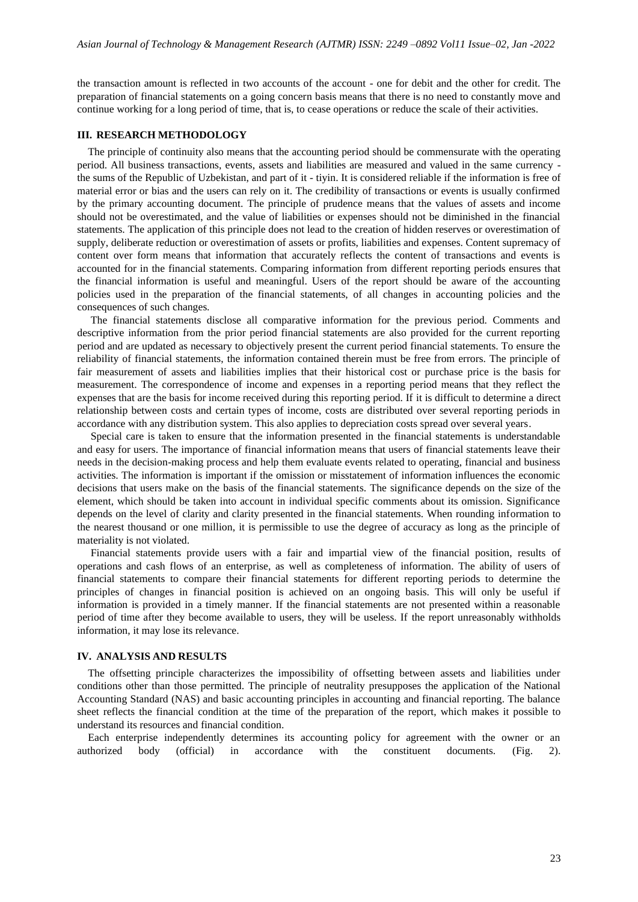the transaction amount is reflected in two accounts of the account - one for debit and the other for credit. The preparation of financial statements on a going concern basis means that there is no need to constantly move and continue working for a long period of time, that is, to cease operations or reduce the scale of their activities.

## III. RESEARCH METHODOLOGY

The principle of continuity also means that the accounting period should be commensurate with the operating period. All business transactions, events, assets and liabilities are measured and valued in the same currency - the sums of the Republic of Uzbekistan, and part of it - tiyin. It is considered reliable if the information is free of material error or bias and the users can rely on it. The credibility of transactions or events is usually confirmed by the primary accounting document. The principle of prudence means that the values of assets and income should not be overestimated, and the value of liabilities or expenses should not be diminished in the financial statements. The application of this principle does not lead to the creation of hidden reserves or overestimation of supply, deliberate reduction or overestimation of assets or profits, liabilities and expenses. Content supremacy of content over form means that information that accurately reflects the content of transactions and events is accounted for in the financial statements. Comparing information from different reporting periods ensures that the financial information is useful and meaningful. Users of the report should be aware of the accounting policies used in the preparation of the financial statements, of all changes in accounting policies and the consequences of such changes.

The financial statements disclose all comparative information for the previous period. Comments and descriptive information from the prior period financial statements are also provided for the current reporting period and are updated as necessary to objectively present the current period financial statements. To ensure the reliability of financial statements, the information contained therein must be free from errors. The principle of fair measurement of assets and liabilities implies that their historical cost or purchase price is the basis for measurement. The correspondence of income and expenses in a reporting period means that they reflect the expenses that are the basis for income received during this reporting period. If it is difficult to determine a direct relationship between costs and certain types of income, costs are distributed over several reporting periods in accordance with any distribution system. This also applies to depreciation costs spread over several years.

Special care is taken to ensure that the information presented in the financial statements is understandable and easy for users. The importance of financial information means that users of financial statements leave their needs in the decision-making process and help them evaluate events related to operating, financial and business activities. The information is important if the omission or misstatement of information influences the economic decisions that users make on the basis of the financial statements. The significance depends on the size of the element, which should be taken into account in individual specific comments about its omission. Significance depends on the level of clarity and clarity presented in the financial statements. When rounding information to the nearest thousand or one million, it is permissible to use the degree of accuracy as long as the principle of materiality is not violated.

Financial statements provide users with a fair and impartial view of the financial position, results of operations and cash flows of an enterprise, as well as completeness of information. The ability of users of financial statements to compare their financial statements for different reporting periods to determine the principles of changes in financial position is achieved on an ongoing basis. This will only be useful if information is provided in a timely manner. If the financial statements are not presented within a reasonable period of time after they become available to users, they will be useless. If the report unreasonably withholds information, it may lose its relevance.

## IV. ANALYSIS AND RESULTS

The offsetting principle characterizes the impossibility of offsetting between assets and liabilities under conditions other than those permitted. The principle of neutrality presupposes the application of the National Accounting Standard (NAS) and basic accounting principles in accounting and financial reporting. The balance sheet reflects the financial condition at the time of the preparation of the report, which makes it possible to understand its resources and financial condition.

Each enterprise independently determines its accounting policy for agreement with the owner or an authorized body (official) in accordance with the constituent documents. (Fig. 2).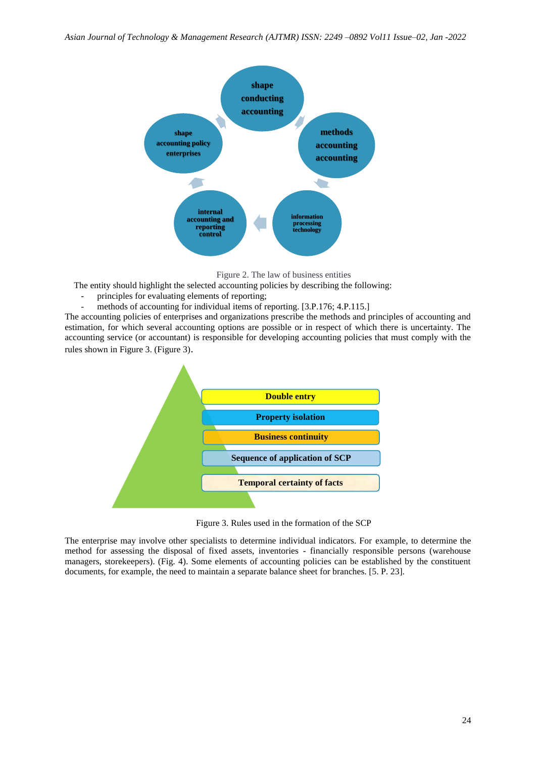shape conducting accounting

methods accounting accounting

information processing technology

internal accounting and reporting control

shape accounting policy enterprises

Figure 2. The law of business entities

The entity should highlight the selected accounting policies by describing the following:

- principles for evaluating elements of reporting;
- methods of accounting for individual items of reporting. [3.P.176; 4.P.115.]

The accounting policies of enterprises and organizations prescribe the methods and principles of accounting and estimation, for which several accounting options are possible or in respect of which there is uncertainty. The accounting service (or accountant) is responsible for developing accounting policies that must comply with the rules shown in Figure 3. (Figure 3).

**Double entry**

**Property isolation**

**Business continuity**

**Sequence of application of SCP**

**Temporal certainty of facts**

Figure 3. Rules used in the formation of the SCP

The enterprise may involve other specialists to determine individual indicators. For example, to determine the method for assessing the disposal of fixed assets, inventories - financially responsible persons (warehouse managers, storekeepers). (Fig. 4). Some elements of accounting policies can be established by the constituent documents, for example, the need to maintain a separate balance sheet for branches. [5. P. 23].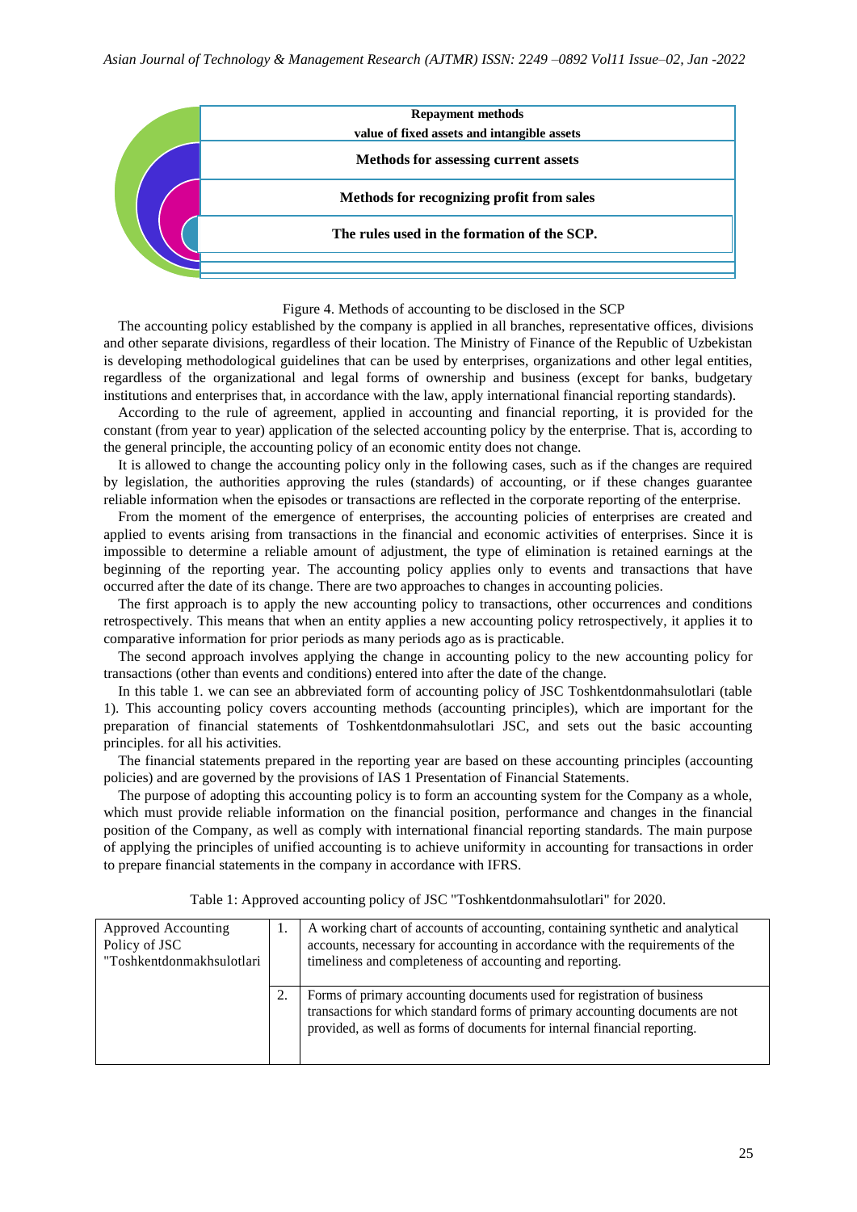**Repayment methods value of fixed assets and intangible assets**

**Methods for assessing current assets**

**Methods for recognizing profit from sales**

**The rules used in the formation of the SCP.**

Figure 4. Methods of accounting to be disclosed in the SCP

The accounting policy established by the company is applied in all branches, representative offices, divisions and other separate divisions, regardless of their location. The Ministry of Finance of the Republic of Uzbekistan is developing methodological guidelines that can be used by enterprises, organizations and other legal entities, regardless of the organizational and legal forms of ownership and business (except for banks, budgetary institutions and enterprises that, in accordance with the law, apply international financial reporting standards).

According to the rule of agreement, applied in accounting and financial reporting, it is provided for the constant (from year to year) application of the selected accounting policy by the enterprise. That is, according to the general principle, the accounting policy of an economic entity does not change.

It is allowed to change the accounting policy only in the following cases, such as if the changes are required by legislation, the authorities approving the rules (standards) of accounting, or if these changes guarantee reliable information when the episodes or transactions are reflected in the corporate reporting of the enterprise.

From the moment of the emergence of enterprises, the accounting policies of enterprises are created and applied to events arising from transactions in the financial and economic activities of enterprises. Since it is impossible to determine a reliable amount of adjustment, the type of elimination is retained earnings at the beginning of the reporting year. The accounting policy applies only to events and transactions that have occurred after the date of its change. There are two approaches to changes in accounting policies.

The first approach is to apply the new accounting policy to transactions, other occurrences and conditions retrospectively. This means that when an entity applies a new accounting policy retrospectively, it applies it to comparative information for prior periods as many periods ago as is practicable.

The second approach involves applying the change in accounting policy to the new accounting policy for transactions (other than events and conditions) entered into after the date of the change.

In this table 1. we can see an abbreviated form of accounting policy of JSC Toshkentdonmahsulotlari (table 1). This accounting policy covers accounting methods (accounting principles), which are important for the preparation of financial statements of Toshkentdonmahsulotlari JSC, and sets out the basic accounting principles. for all his activities.

The financial statements prepared in the reporting year are based on these accounting principles (accounting policies) and are governed by the provisions of IAS 1 Presentation of Financial Statements.

The purpose of adopting this accounting policy is to form an accounting system for the Company as a whole, which must provide reliable information on the financial position, performance and changes in the financial position of the Company, as well as comply with international financial reporting standards. The main purpose of applying the principles of unified accounting is to achieve uniformity in accounting for transactions in order to prepare financial statements in the company in accordance with IFRS.

Table 1: Approved accounting policy of JSC "Toshkentdonmahsulotlari" for 2020.

| | | |
|---|---|---|
| Approved Accounting Policy of JSC "Toshkentdonmakhsulotlari | 1. | A working chart of accounts of accounting, containing synthetic and analytical accounts, necessary for accounting in accordance with the requirements of the timeliness and completeness of accounting and reporting. |
| | 2. | Forms of primary accounting documents used for registration of business transactions for which standard forms of primary accounting documents are not provided, as well as forms of documents for internal financial reporting. |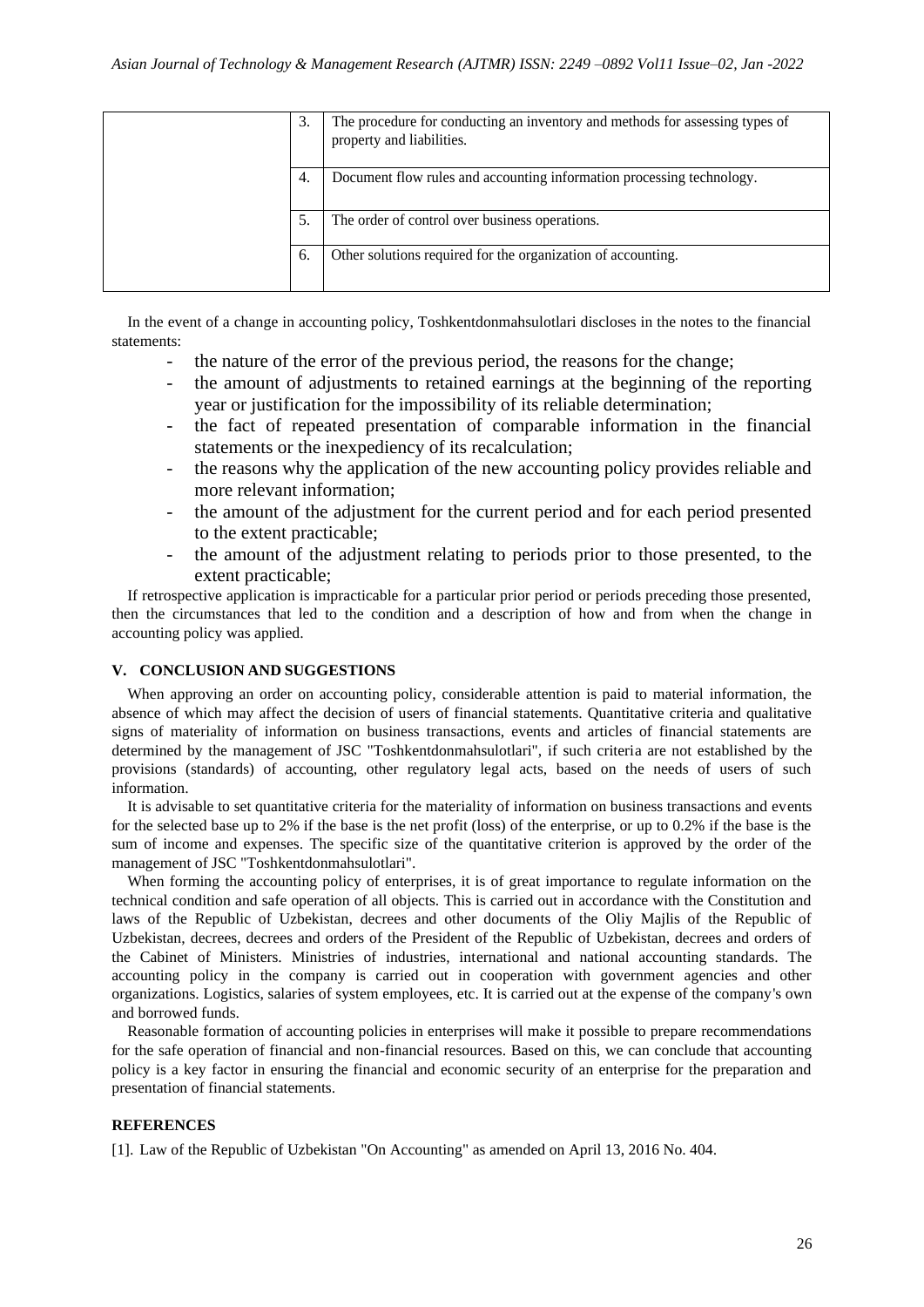| | 3. | The procedure for conducting an inventory and methods for assessing types of property and liabilities. |
|---|---|---|
| | 4. | Document flow rules and accounting information processing technology. |
| | 5. | The order of control over business operations. |
| | 6. | Other solutions required for the organization of accounting. |

In the event of a change in accounting policy, Toshkentdonmahsulotlari discloses in the notes to the financial statements:

- the nature of the error of the previous period, the reasons for the change;
- the amount of adjustments to retained earnings at the beginning of the reporting year or justification for the impossibility of its reliable determination;
- the fact of repeated presentation of comparable information in the financial statements or the inexpediency of its recalculation;
- the reasons why the application of the new accounting policy provides reliable and more relevant information;
- the amount of the adjustment for the current period and for each period presented to the extent practicable;
- the amount of the adjustment relating to periods prior to those presented, to the extent practicable;

If retrospective application is impracticable for a particular prior period or periods preceding those presented, then the circumstances that led to the condition and a description of how and from when the change in accounting policy was applied.

## V. CONCLUSION AND SUGGESTIONS

When approving an order on accounting policy, considerable attention is paid to material information, the absence of which may affect the decision of users of financial statements. Quantitative criteria and qualitative signs of materiality of information on business transactions, events and articles of financial statements are determined by the management of JSC "Toshkentdonmahsulotlari", if such criteria are not established by the provisions (standards) of accounting, other regulatory legal acts, based on the needs of users of such information.

It is advisable to set quantitative criteria for the materiality of information on business transactions and events for the selected base up to 2% if the base is the net profit (loss) of the enterprise, or up to 0.2% if the base is the sum of income and expenses. The specific size of the quantitative criterion is approved by the order of the management of JSC "Toshkentdonmahsulotlari".

When forming the accounting policy of enterprises, it is of great importance to regulate information on the technical condition and safe operation of all objects. This is carried out in accordance with the Constitution and laws of the Republic of Uzbekistan, decrees and other documents of the Oliy Majlis of the Republic of Uzbekistan, decrees, decrees and orders of the President of the Republic of Uzbekistan, decrees and orders of the Cabinet of Ministers. Ministries of industries, international and national accounting standards. The accounting policy in the company is carried out in cooperation with government agencies and other organizations. Logistics, salaries of system employees, etc. It is carried out at the expense of the company's own and borrowed funds.

Reasonable formation of accounting policies in enterprises will make it possible to prepare recommendations for the safe operation of financial and non-financial resources. Based on this, we can conclude that accounting policy is a key factor in ensuring the financial and economic security of an enterprise for the preparation and presentation of financial statements.

## REFERENCES

[1]. Law of the Republic of Uzbekistan "On Accounting" as amended on April 13, 2016 No. 404.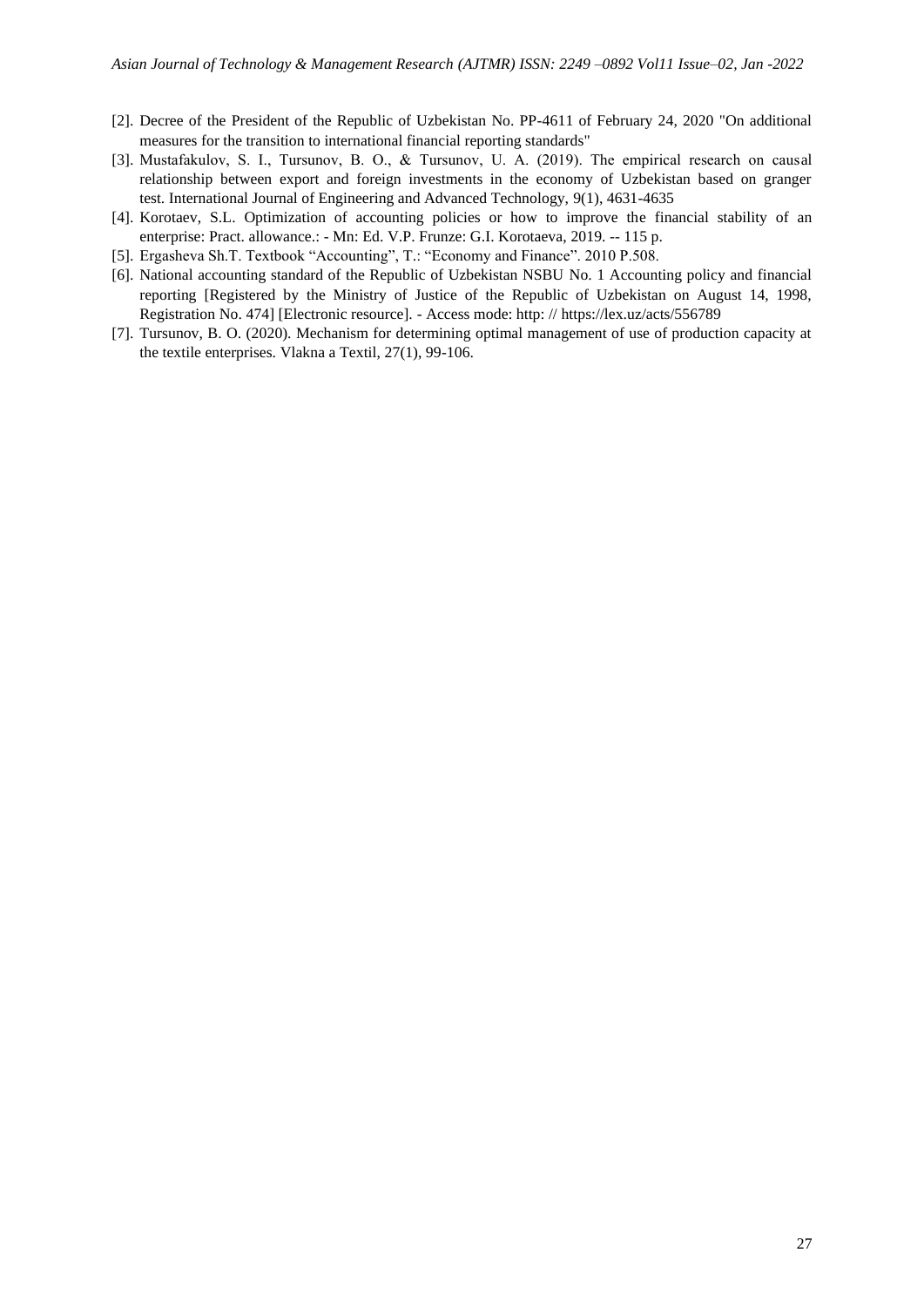[2]. Decree of the President of the Republic of Uzbekistan No. PP-4611 of February 24, 2020 "On additional measures for the transition to international financial reporting standards"

[3]. Mustafakulov, S. I., Tursunov, B. O., & Tursunov, U. A. (2019). The empirical research on causal relationship between export and foreign investments in the economy of Uzbekistan based on granger test. International Journal of Engineering and Advanced Technology, 9(1), 4631-4635

[4]. Korotaev, S.L. Optimization of accounting policies or how to improve the financial stability of an enterprise: Pract. allowance.: - Mn: Ed. V.P. Frunze: G.I. Korotaeva, 2019. -- 115 p.

[5]. Ergasheva Sh.T. Textbook "Accounting", T.: "Economy and Finance". 2010 P.508.

[6]. National accounting standard of the Republic of Uzbekistan NSBU No. 1 Accounting policy and financial reporting [Registered by the Ministry of Justice of the Republic of Uzbekistan on August 14, 1998, Registration No. 474] [Electronic resource]. - Access mode: http: // https://lex.uz/acts/556789

[7]. Tursunov, B. O. (2020). Mechanism for determining optimal management of use of production capacity at the textile enterprises. Vlakna a Textil, 27(1), 99-106.